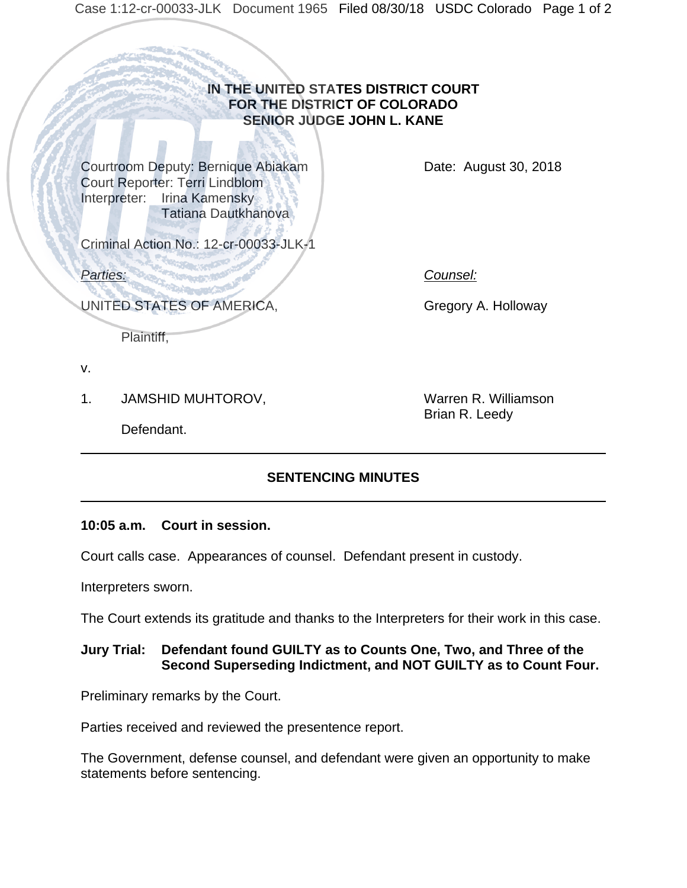**IN THE UNITED STATES DISTRICT COURT**
**FOR THE DISTRICT OF COLORADO**
**SENIOR JUDGE JOHN L. KANE**

Courtroom Deputy: Bernique Abiakam
Court Reporter: Terri Lindblom
Interpreter: Irina Kamensky
Tatiana Dautkhanova

Date: August 30, 2018

Criminal Action No.: 12-cr-00033-JLK-1

| *Parties:* | *Counsel:* |
|---|---|
| UNITED STATES OF AMERICA, Plaintiff, | Gregory A. Holloway |
| v. | |
| 1. JAMSHID MUHTOROV, Defendant. | Warren R. Williamson<br>Brian R. Leedy |

---

## SENTENCING MINUTES

---

**10:05 a.m. Court in session.**

Court calls case. Appearances of counsel. Defendant present in custody.

Interpreters sworn.

The Court extends its gratitude and thanks to the Interpreters for their work in this case.

**Jury Trial: Defendant found GUILTY as to Counts One, Two, and Three of the Second Superseding Indictment, and NOT GUILTY as to Count Four.**

Preliminary remarks by the Court.

Parties received and reviewed the presentence report.

The Government, defense counsel, and defendant were given an opportunity to make statements before sentencing.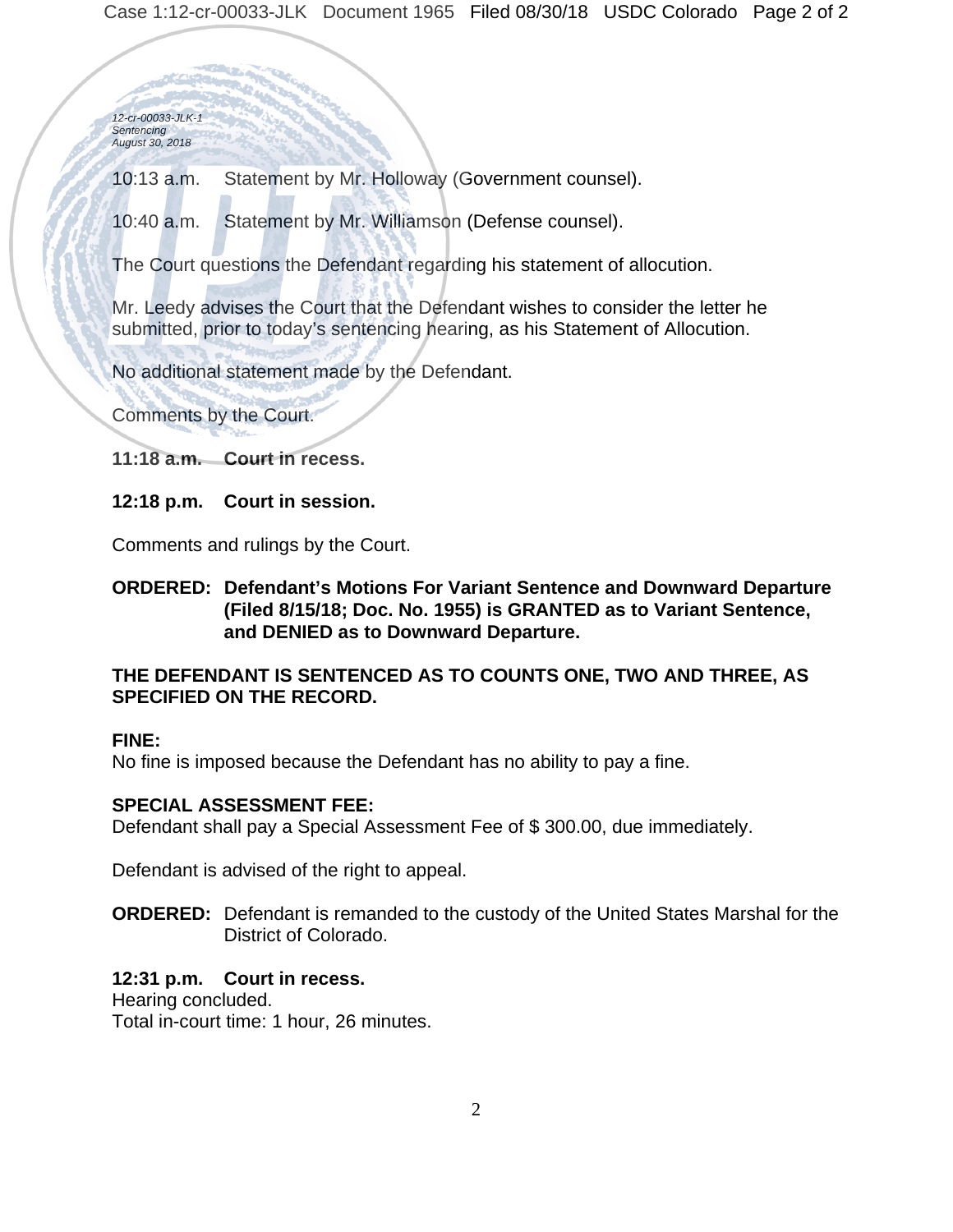10:13 a.m. Statement by Mr. Holloway (Government counsel).

10:40 a.m. Statement by Mr. Williamson (Defense counsel).

The Court questions the Defendant regarding his statement of allocution.

Mr. Leedy advises the Court that the Defendant wishes to consider the letter he submitted, prior to today's sentencing hearing, as his Statement of Allocution.

No additional statement made by the Defendant.

Comments by the Court.

**11:18 a.m. Court in recess.**

**12:18 p.m. Court in session.**

Comments and rulings by the Court.

**ORDERED: Defendant's Motions For Variant Sentence and Downward Departure (Filed 8/15/18; Doc. No. 1955) is GRANTED as to Variant Sentence, and DENIED as to Downward Departure.**

**THE DEFENDANT IS SENTENCED AS TO COUNTS ONE, TWO AND THREE, AS SPECIFIED ON THE RECORD.**

**FINE:**
No fine is imposed because the Defendant has no ability to pay a fine.

**SPECIAL ASSESSMENT FEE:**
Defendant shall pay a Special Assessment Fee of $ 300.00, due immediately.

Defendant is advised of the right to appeal.

**ORDERED:** Defendant is remanded to the custody of the United States Marshal for the District of Colorado.

**12:31 p.m. Court in recess.**
Hearing concluded.
Total in-court time: 1 hour, 26 minutes.